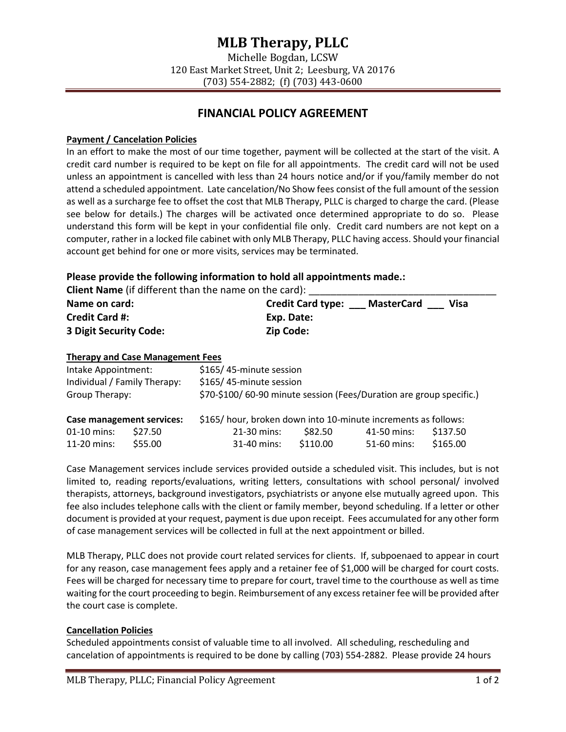# MLB Therapy, PLLC

Michelle Bogdan, LCSW
120 East Market Street, Unit 2; Leesburg, VA 20176
(703) 554-2882; (f) (703) 443-0600

## FINANCIAL POLICY AGREEMENT

**Payment / Cancelation Policies**

In an effort to make the most of our time together, payment will be collected at the start of the visit. A credit card number is required to be kept on file for all appointments. The credit card will not be used unless an appointment is cancelled with less than 24 hours notice and/or if you/family member do not attend a scheduled appointment. Late cancelation/No Show fees consist of the full amount of the session as well as a surcharge fee to offset the cost that MLB Therapy, PLLC is charged to charge the card. (Please see below for details.) The charges will be activated once determined appropriate to do so. Please understand this form will be kept in your confidential file only. Credit card numbers are not kept on a computer, rather in a locked file cabinet with only MLB Therapy, PLLC having access. Should your financial account get behind for one or more visits, services may be terminated.

### Please provide the following information to hold all appointments made.:

**Client Name** (if different than the name on the card): ___________________________________

**Name on card:** **Credit Card type:** ___ **MasterCard** ___ **Visa**

**Credit Card #:** **Exp. Date:**

**3 Digit Security Code:** **Zip Code:**

**Therapy and Case Management Fees**

| | |
|---|---|
| Intake Appointment: | $165/ 45-minute session |
| Individual / Family Therapy: | $165/ 45-minute session |
| Group Therapy: | $70-$100/ 60-90 minute session (Fees/Duration are group specific.) |

**Case management services:** $165/ hour, broken down into 10-minute increments as follows:

| | | | | | |
|---|---|---|---|---|---|
| 01-10 mins: | $27.50 | 21-30 mins: | $82.50 | 41-50 mins: | $137.50 |
| 11-20 mins: | $55.00 | 31-40 mins: | $110.00 | 51-60 mins: | $165.00 |

Case Management services include services provided outside a scheduled visit. This includes, but is not limited to, reading reports/evaluations, writing letters, consultations with school personal/ involved therapists, attorneys, background investigators, psychiatrists or anyone else mutually agreed upon. This fee also includes telephone calls with the client or family member, beyond scheduling. If a letter or other document is provided at your request, payment is due upon receipt. Fees accumulated for any other form of case management services will be collected in full at the next appointment or billed.

MLB Therapy, PLLC does not provide court related services for clients. If, subpoenaed to appear in court for any reason, case management fees apply and a retainer fee of $1,000 will be charged for court costs. Fees will be charged for necessary time to prepare for court, travel time to the courthouse as well as time waiting for the court proceeding to begin. Reimbursement of any excess retainer fee will be provided after the court case is complete.

**Cancellation Policies**

Scheduled appointments consist of valuable time to all involved. All scheduling, rescheduling and cancelation of appointments is required to be done by calling (703) 554-2882. Please provide 24 hours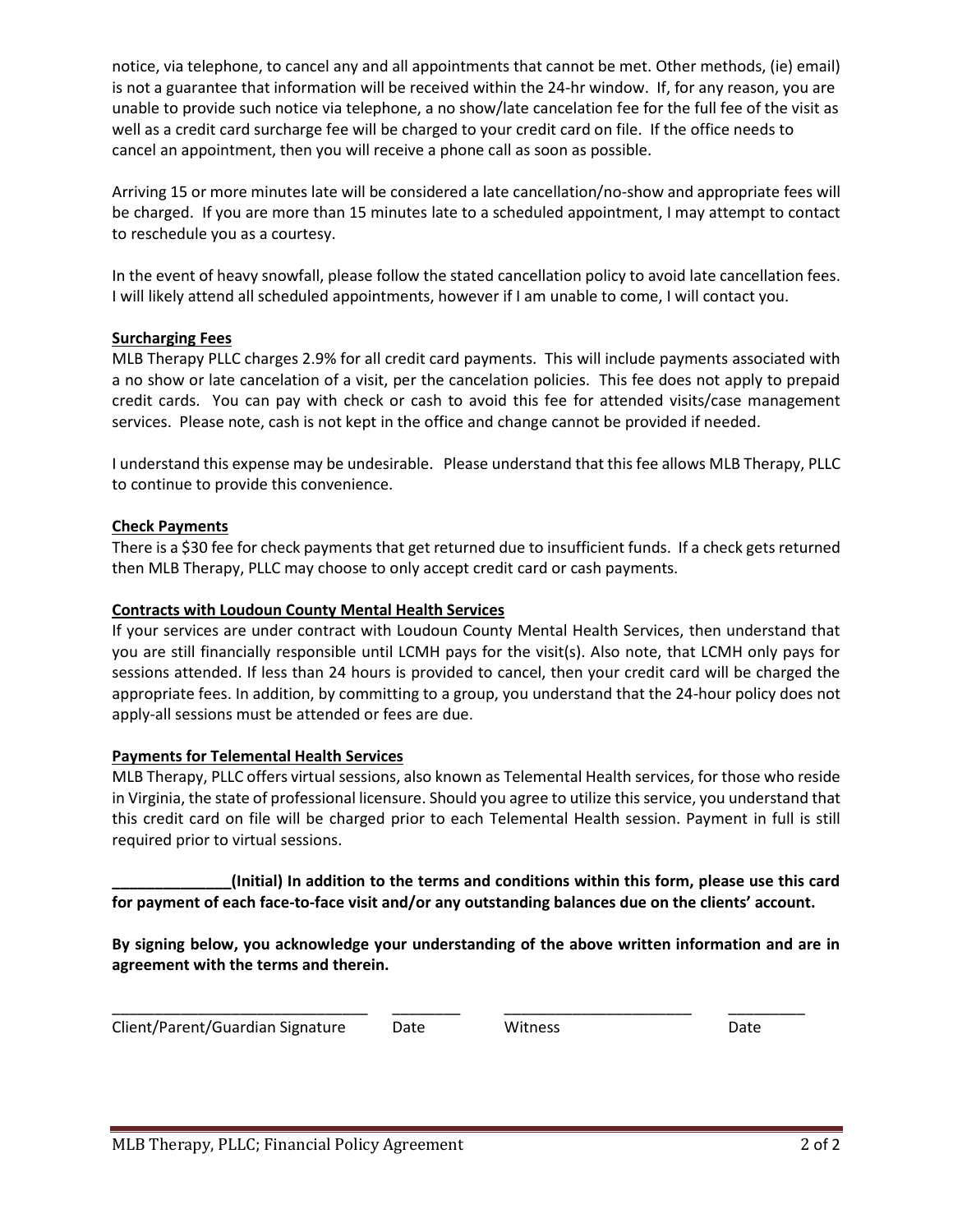notice, via telephone, to cancel any and all appointments that cannot be met. Other methods, (ie) email) is not a guarantee that information will be received within the 24-hr window. If, for any reason, you are unable to provide such notice via telephone, a no show/late cancelation fee for the full fee of the visit as well as a credit card surcharge fee will be charged to your credit card on file. If the office needs to cancel an appointment, then you will receive a phone call as soon as possible.

Arriving 15 or more minutes late will be considered a late cancellation/no-show and appropriate fees will be charged. If you are more than 15 minutes late to a scheduled appointment, I may attempt to contact to reschedule you as a courtesy.

In the event of heavy snowfall, please follow the stated cancellation policy to avoid late cancellation fees. I will likely attend all scheduled appointments, however if I am unable to come, I will contact you.

**Surcharging Fees**

MLB Therapy PLLC charges 2.9% for all credit card payments. This will include payments associated with a no show or late cancelation of a visit, per the cancelation policies. This fee does not apply to prepaid credit cards. You can pay with check or cash to avoid this fee for attended visits/case management services. Please note, cash is not kept in the office and change cannot be provided if needed.

I understand this expense may be undesirable. Please understand that this fee allows MLB Therapy, PLLC to continue to provide this convenience.

**Check Payments**

There is a $30 fee for check payments that get returned due to insufficient funds. If a check gets returned then MLB Therapy, PLLC may choose to only accept credit card or cash payments.

**Contracts with Loudoun County Mental Health Services**

If your services are under contract with Loudoun County Mental Health Services, then understand that you are still financially responsible until LCMH pays for the visit(s). Also note, that LCMH only pays for sessions attended. If less than 24 hours is provided to cancel, then your credit card will be charged the appropriate fees. In addition, by committing to a group, you understand that the 24-hour policy does not apply-all sessions must be attended or fees are due.

**Payments for Telemental Health Services**

MLB Therapy, PLLC offers virtual sessions, also known as Telemental Health services, for those who reside in Virginia, the state of professional licensure. Should you agree to utilize this service, you understand that this credit card on file will be charged prior to each Telemental Health session. Payment in full is still required prior to virtual sessions.

**______________(Initial) In addition to the terms and conditions within this form, please use this card for payment of each face-to-face visit and/or any outstanding balances due on the clients' account.**

**By signing below, you acknowledge your understanding of the above written information and are in agreement with the terms and therein.**

| | | | |
|---|---|---|---|
| _______________________________ | ________ | _______________________ | _________ |
| Client/Parent/Guardian Signature | Date | Witness | Date |